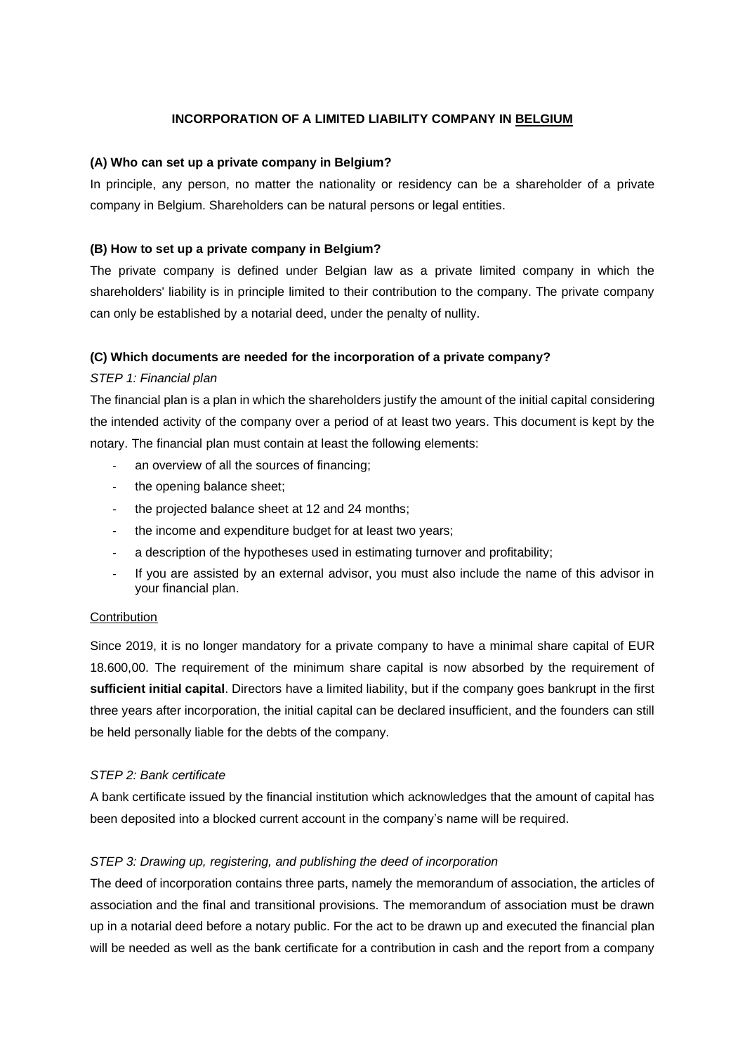# **INCORPORATION OF A LIMITED LIABILITY COMPANY IN BELGIUM**

### (A) Who can set up a private company in Belgium?

In principle, any person, no matter the nationality or residency can be a shareholder of a private company in Belgium. Shareholders can be natural persons or legal entities.

### (B) How to set up a private company in Belgium?

The private company is defined under Belgian law as a private limited company in which the shareholders' liability is in principle limited to their contribution to the company. The private company can only be established by a notarial deed, under the penalty of nullity.

### (C) Which documents are needed for the incorporation of a private company?

*STEP 1: Financial plan*

The financial plan is a plan in which the shareholders justify the amount of the initial capital considering the intended activity of the company over a period of at least two years. This document is kept by the notary. The financial plan must contain at least the following elements:

- an overview of all the sources of financing;
- the opening balance sheet;
- the projected balance sheet at 12 and 24 months;
- the income and expenditure budget for at least two years;
- a description of the hypotheses used in estimating turnover and profitability;
- If you are assisted by an external advisor, you must also include the name of this advisor in your financial plan.

Contribution

Since 2019, it is no longer mandatory for a private company to have a minimal share capital of EUR 18.600,00. The requirement of the minimum share capital is now absorbed by the requirement of **sufficient initial capital**. Directors have a limited liability, but if the company goes bankrupt in the first three years after incorporation, the initial capital can be declared insufficient, and the founders can still be held personally liable for the debts of the company.

*STEP 2: Bank certificate*

A bank certificate issued by the financial institution which acknowledges that the amount of capital has been deposited into a blocked current account in the company's name will be required.

*STEP 3: Drawing up, registering, and publishing the deed of incorporation*

The deed of incorporation contains three parts, namely the memorandum of association, the articles of association and the final and transitional provisions. The memorandum of association must be drawn up in a notarial deed before a notary public. For the act to be drawn up and executed the financial plan will be needed as well as the bank certificate for a contribution in cash and the report from a company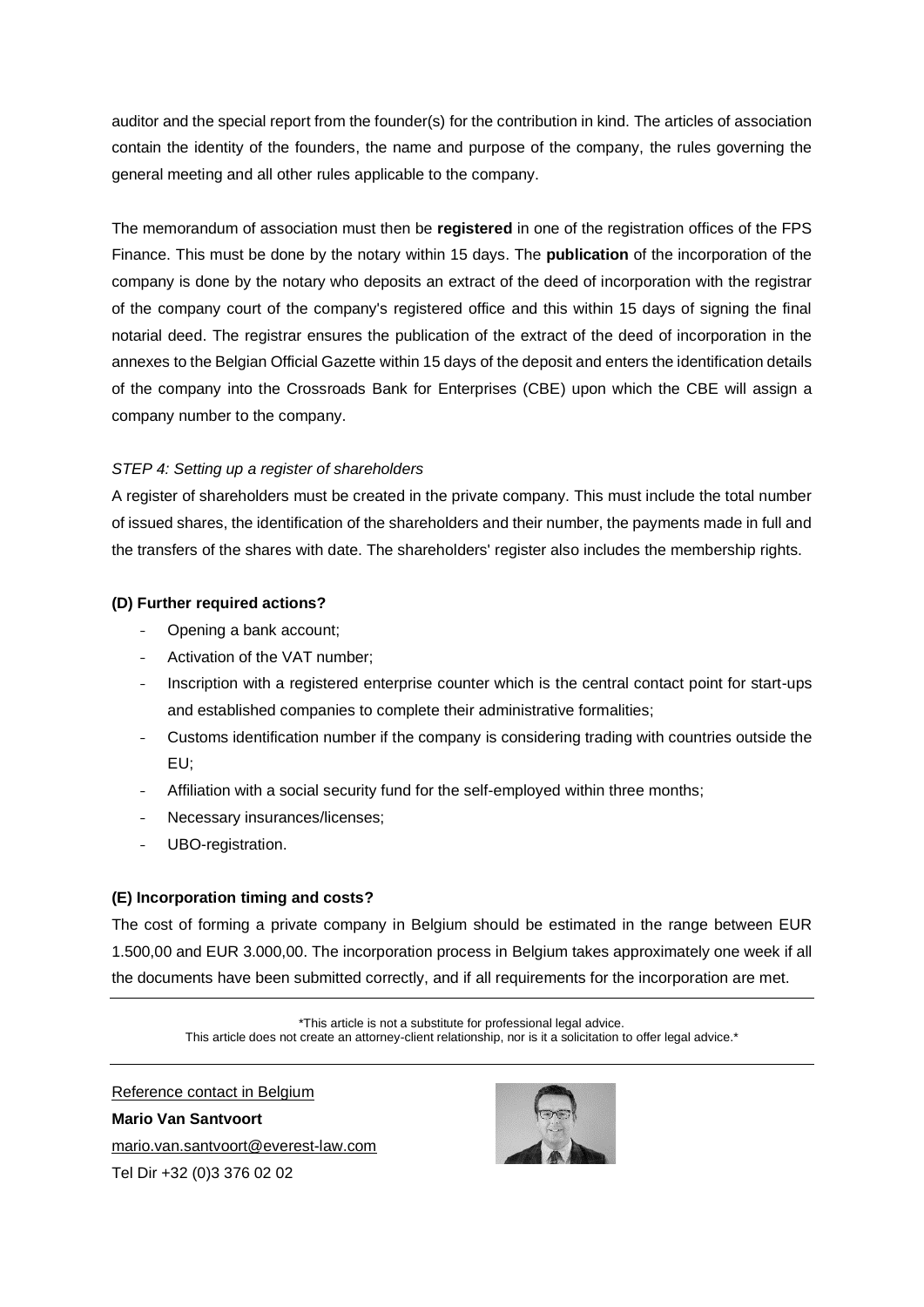auditor and the special report from the founder(s) for the contribution in kind. The articles of association contain the identity of the founders, the name and purpose of the company, the rules governing the general meeting and all other rules applicable to the company.

The memorandum of association must then be **registered** in one of the registration offices of the FPS Finance. This must be done by the notary within 15 days. The **publication** of the incorporation of the company is done by the notary who deposits an extract of the deed of incorporation with the registrar of the company court of the company's registered office and this within 15 days of signing the final notarial deed. The registrar ensures the publication of the extract of the deed of incorporation in the annexes to the Belgian Official Gazette within 15 days of the deposit and enters the identification details of the company into the Crossroads Bank for Enterprises (CBE) upon which the CBE will assign a company number to the company.

*STEP 4: Setting up a register of shareholders*

A register of shareholders must be created in the private company. This must include the total number of issued shares, the identification of the shareholders and their number, the payments made in full and the transfers of the shares with date. The shareholders' register also includes the membership rights.

**(D) Further required actions?**

- Opening a bank account;
- Activation of the VAT number;
- Inscription with a registered enterprise counter which is the central contact point for start-ups and established companies to complete their administrative formalities;
- Customs identification number if the company is considering trading with countries outside the EU;
- Affiliation with a social security fund for the self-employed within three months;
- Necessary insurances/licenses;
- UBO-registration.

**(E) Incorporation timing and costs?**

The cost of forming a private company in Belgium should be estimated in the range between EUR 1.500,00 and EUR 3.000,00. The incorporation process in Belgium takes approximately one week if all the documents have been submitted correctly, and if all requirements for the incorporation are met.

---

\*This article is not a substitute for professional legal advice.
This article does not create an attorney-client relationship, nor is it a solicitation to offer legal advice.\*

---

Reference contact in Belgium

**Mario Van Santvoort**

mario.van.santvoort@everest-law.com

Tel Dir +32 (0)3 376 02 02